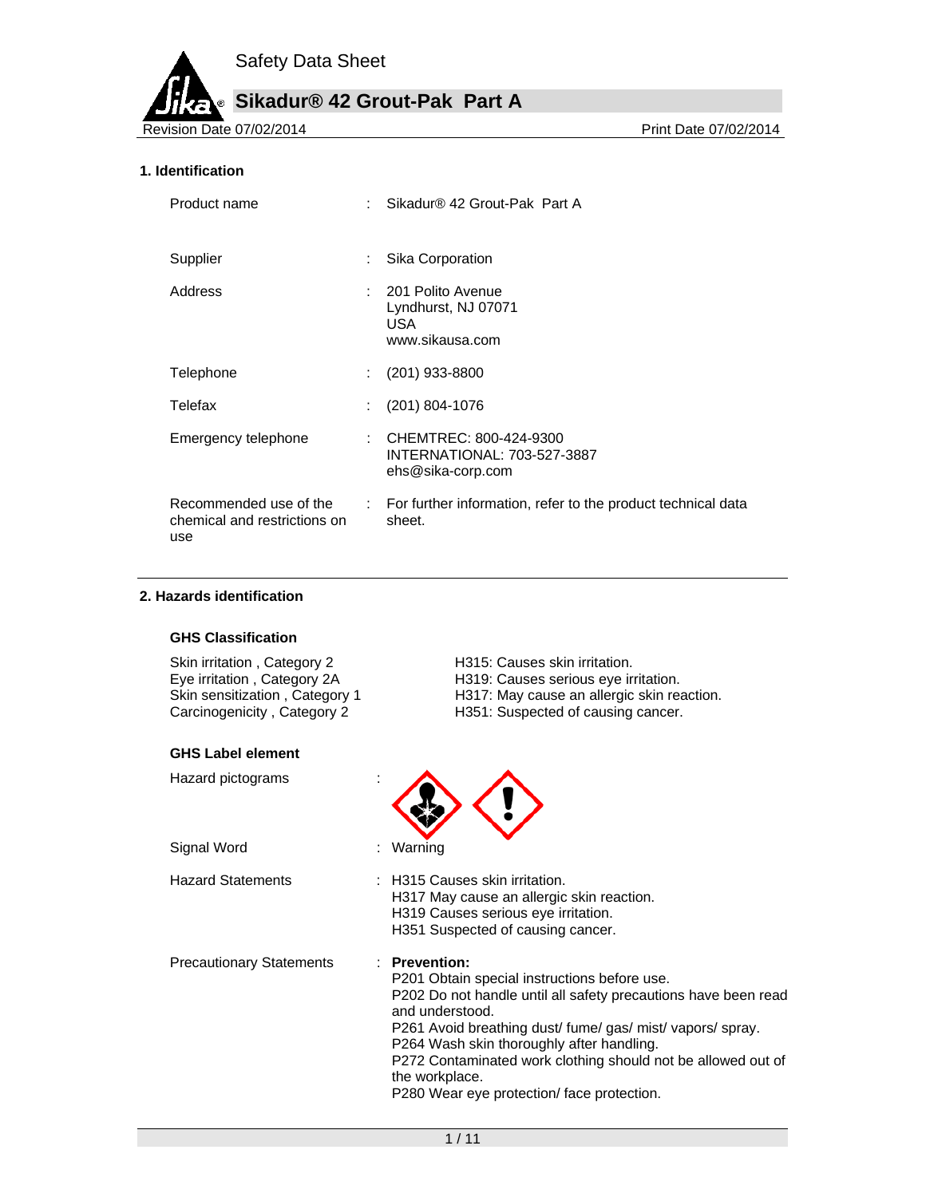# Safety Data Sheet

## Sikadur® 42 Grout-Pak Part A

Revision Date 07/02/2014 | Print Date 07/02/2014

### 1. Identification

| | | |
|---|---|---|
| Product name | : | Sikadur® 42 Grout-Pak Part A |
| Supplier | : | Sika Corporation |
| Address | : | 201 Polito Avenue<br>Lyndhurst, NJ 07071<br>USA<br>www.sikausa.com |
| Telephone | : | (201) 933-8800 |
| Telefax | : | (201) 804-1076 |
| Emergency telephone | : | CHEMTREC: 800-424-9300<br>INTERNATIONAL: 703-527-3887<br>ehs@sika-corp.com |
| Recommended use of the chemical and restrictions on use | : | For further information, refer to the product technical data sheet. |

### 2. Hazards identification

**GHS Classification**

| | |
|---|---|
| Skin irritation , Category 2 | H315: Causes skin irritation. |
| Eye irritation , Category 2A | H319: Causes serious eye irritation. |
| Skin sensitization , Category 1 | H317: May cause an allergic skin reaction. |
| Carcinogenicity , Category 2 | H351: Suspected of causing cancer. |

**GHS Label element**

Hazard pictograms :

Signal Word : Warning

Hazard Statements :
H315 Causes skin irritation.
H317 May cause an allergic skin reaction.
H319 Causes serious eye irritation.
H351 Suspected of causing cancer.

Precautionary Statements :
**Prevention:**
P201 Obtain special instructions before use.
P202 Do not handle until all safety precautions have been read and understood.
P261 Avoid breathing dust/ fume/ gas/ mist/ vapors/ spray.
P264 Wash skin thoroughly after handling.
P272 Contaminated work clothing should not be allowed out of the workplace.
P280 Wear eye protection/ face protection.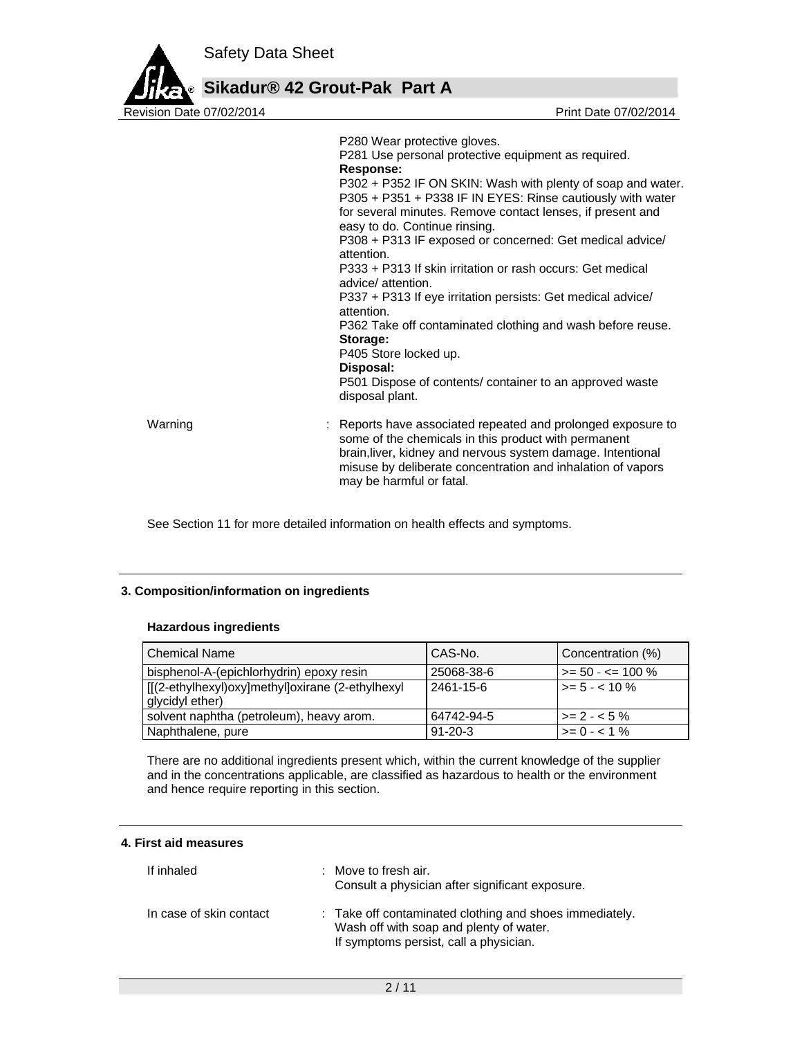P280 Wear protective gloves.
P281 Use personal protective equipment as required.

**Response:**

P302 + P352 IF ON SKIN: Wash with plenty of soap and water.
P305 + P351 + P338 IF IN EYES: Rinse cautiously with water for several minutes. Remove contact lenses, if present and easy to do. Continue rinsing.
P308 + P313 IF exposed or concerned: Get medical advice/ attention.
P333 + P313 If skin irritation or rash occurs: Get medical advice/ attention.
P337 + P313 If eye irritation persists: Get medical advice/ attention.
P362 Take off contaminated clothing and wash before reuse.

**Storage:**

P405 Store locked up.

**Disposal:**

P501 Dispose of contents/ container to an approved waste disposal plant.

Warning : Reports have associated repeated and prolonged exposure to some of the chemicals in this product with permanent brain,liver, kidney and nervous system damage. Intentional misuse by deliberate concentration and inhalation of vapors may be harmful or fatal.

See Section 11 for more detailed information on health effects and symptoms.

## 3. Composition/information on ingredients

**Hazardous ingredients**

| Chemical Name | CAS-No. | Concentration (%) |
| --- | --- | --- |
| bisphenol-A-(epichlorhydrin) epoxy resin | 25068-38-6 | >= 50 - <= 100 % |
| [[(2-ethylhexyl)oxy]methyl]oxirane (2-ethylhexyl glycidyl ether) | 2461-15-6 | >= 5 - < 10 % |
| solvent naphtha (petroleum), heavy arom. | 64742-94-5 | >= 2 - < 5 % |
| Naphthalene, pure | 91-20-3 | >= 0 - < 1 % |

There are no additional ingredients present which, within the current knowledge of the supplier and in the concentrations applicable, are classified as hazardous to health or the environment and hence require reporting in this section.

## 4. First aid measures

If inhaled : Move to fresh air.
Consult a physician after significant exposure.

In case of skin contact : Take off contaminated clothing and shoes immediately.
Wash off with soap and plenty of water.
If symptoms persist, call a physician.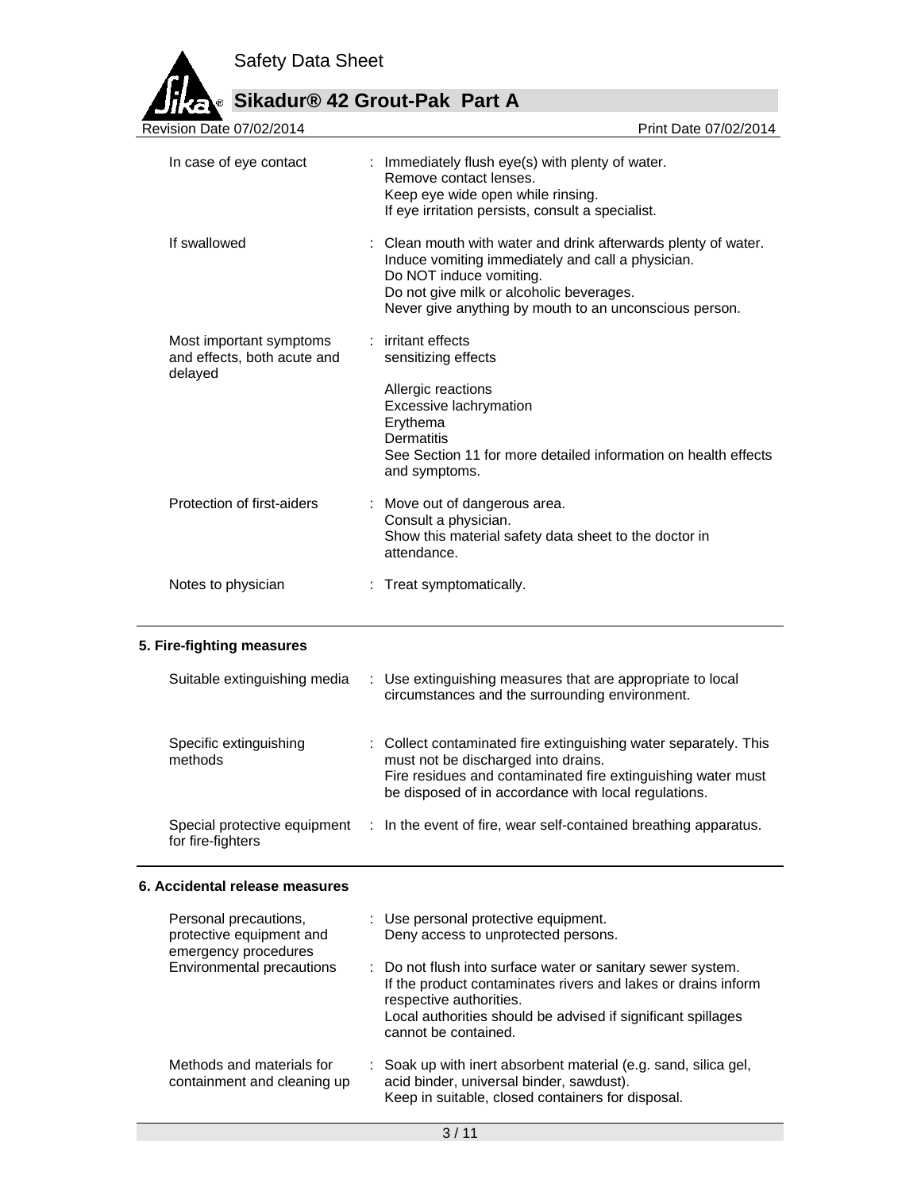| | |
|---|---|
| In case of eye contact | : Immediately flush eye(s) with plenty of water.<br>Remove contact lenses.<br>Keep eye wide open while rinsing.<br>If eye irritation persists, consult a specialist. |
| If swallowed | : Clean mouth with water and drink afterwards plenty of water.<br>Induce vomiting immediately and call a physician.<br>Do NOT induce vomiting.<br>Do not give milk or alcoholic beverages.<br>Never give anything by mouth to an unconscious person. |
| Most important symptoms and effects, both acute and delayed | : irritant effects<br>sensitizing effects<br><br>Allergic reactions<br>Excessive lachrymation<br>Erythema<br>Dermatitis<br>See Section 11 for more detailed information on health effects and symptoms. |
| Protection of first-aiders | : Move out of dangerous area.<br>Consult a physician.<br>Show this material safety data sheet to the doctor in attendance. |
| Notes to physician | : Treat symptomatically. |

## 5. Fire-fighting measures

| | |
|---|---|
| Suitable extinguishing media | : Use extinguishing measures that are appropriate to local circumstances and the surrounding environment. |
| Specific extinguishing methods | : Collect contaminated fire extinguishing water separately. This must not be discharged into drains.<br>Fire residues and contaminated fire extinguishing water must be disposed of in accordance with local regulations. |
| Special protective equipment for fire-fighters | : In the event of fire, wear self-contained breathing apparatus. |

## 6. Accidental release measures

| | |
|---|---|
| Personal precautions, protective equipment and emergency procedures | : Use personal protective equipment.<br>Deny access to unprotected persons. |
| Environmental precautions | : Do not flush into surface water or sanitary sewer system.<br>If the product contaminates rivers and lakes or drains inform respective authorities.<br>Local authorities should be advised if significant spillages cannot be contained. |
| Methods and materials for containment and cleaning up | : Soak up with inert absorbent material (e.g. sand, silica gel, acid binder, universal binder, sawdust).<br>Keep in suitable, closed containers for disposal. |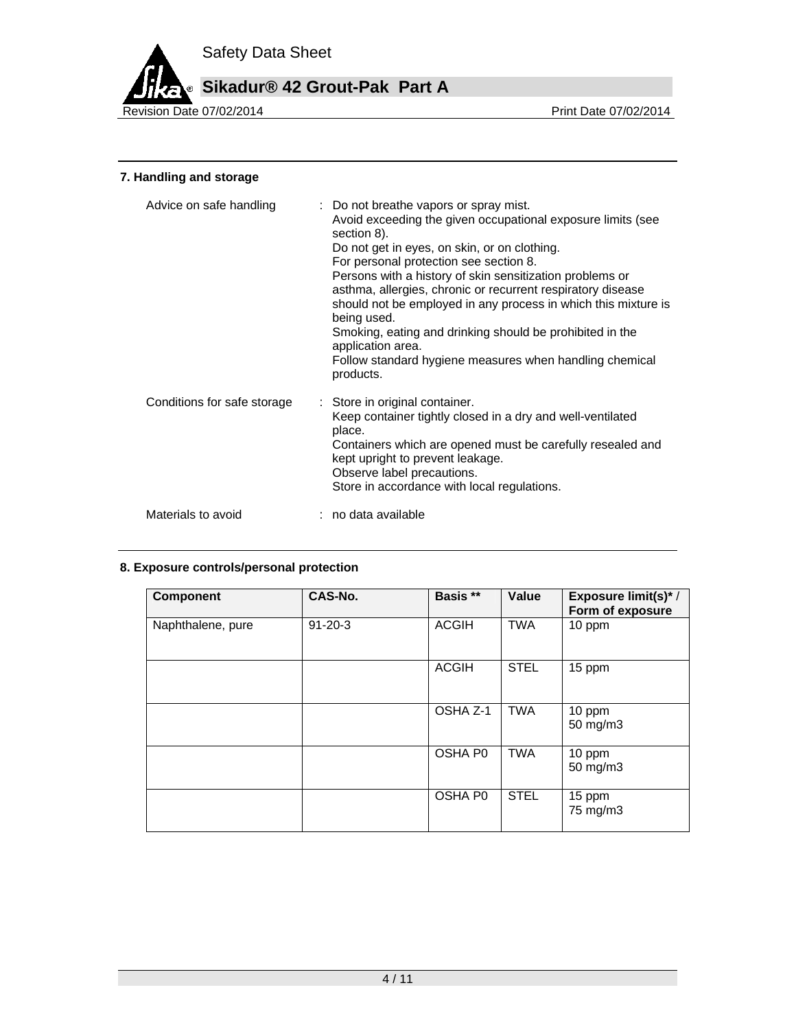## 7. Handling and storage

| | |
|---|---|
| Advice on safe handling | : Do not breathe vapors or spray mist. Avoid exceeding the given occupational exposure limits (see section 8). Do not get in eyes, on skin, or on clothing. For personal protection see section 8. Persons with a history of skin sensitization problems or asthma, allergies, chronic or recurrent respiratory disease should not be employed in any process in which this mixture is being used. Smoking, eating and drinking should be prohibited in the application area. Follow standard hygiene measures when handling chemical products. |
| Conditions for safe storage | : Store in original container. Keep container tightly closed in a dry and well-ventilated place. Containers which are opened must be carefully resealed and kept upright to prevent leakage. Observe label precautions. Store in accordance with local regulations. |
| Materials to avoid | : no data available |

## 8. Exposure controls/personal protection

| Component | CAS-No. | Basis ** | Value | Exposure limit(s)* / Form of exposure |
|---|---|---|---|---|
| Naphthalene, pure | 91-20-3 | ACGIH | TWA | 10 ppm |
| | | ACGIH | STEL | 15 ppm |
| | | OSHA Z-1 | TWA | 10 ppm<br>50 mg/m3 |
| | | OSHA P0 | TWA | 10 ppm<br>50 mg/m3 |
| | | OSHA P0 | STEL | 15 ppm<br>75 mg/m3 |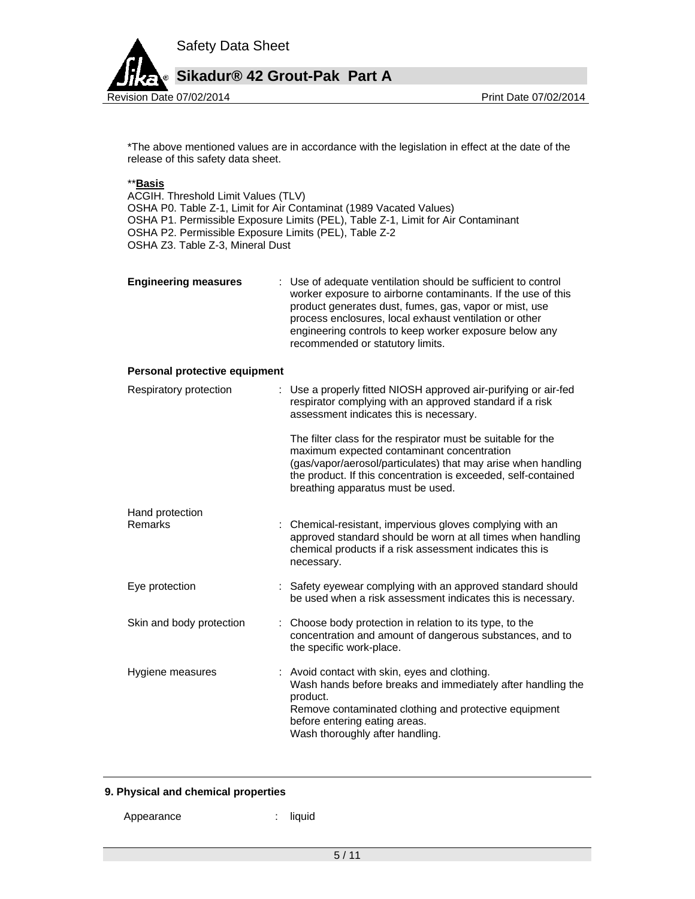*The above mentioned values are in accordance with the legislation in effect at the date of the release of this safety data sheet.

**<u>Basis</u>**

ACGIH. Threshold Limit Values (TLV)
OSHA P0. Table Z-1, Limit for Air Contaminat (1989 Vacated Values)
OSHA P1. Permissible Exposure Limits (PEL), Table Z-1, Limit for Air Contaminant
OSHA P2. Permissible Exposure Limits (PEL), Table Z-2
OSHA Z3. Table Z-3, Mineral Dust

**Engineering measures** : Use of adequate ventilation should be sufficient to control worker exposure to airborne contaminants. If the use of this product generates dust, fumes, gas, vapor or mist, use process enclosures, local exhaust ventilation or other engineering controls to keep worker exposure below any recommended or statutory limits.

**Personal protective equipment**

Respiratory protection : Use a properly fitted NIOSH approved air-purifying or air-fed respirator complying with an approved standard if a risk assessment indicates this is necessary.

The filter class for the respirator must be suitable for the maximum expected contaminant concentration (gas/vapor/aerosol/particulates) that may arise when handling the product. If this concentration is exceeded, self-contained breathing apparatus must be used.

Hand protection
Remarks : Chemical-resistant, impervious gloves complying with an approved standard should be worn at all times when handling chemical products if a risk assessment indicates this is necessary.

Eye protection : Safety eyewear complying with an approved standard should be used when a risk assessment indicates this is necessary.

Skin and body protection : Choose body protection in relation to its type, to the concentration and amount of dangerous substances, and to the specific work-place.

Hygiene measures : Avoid contact with skin, eyes and clothing.
Wash hands before breaks and immediately after handling the product.
Remove contaminated clothing and protective equipment before entering eating areas.
Wash thoroughly after handling.

## 9. Physical and chemical properties

Appearance : liquid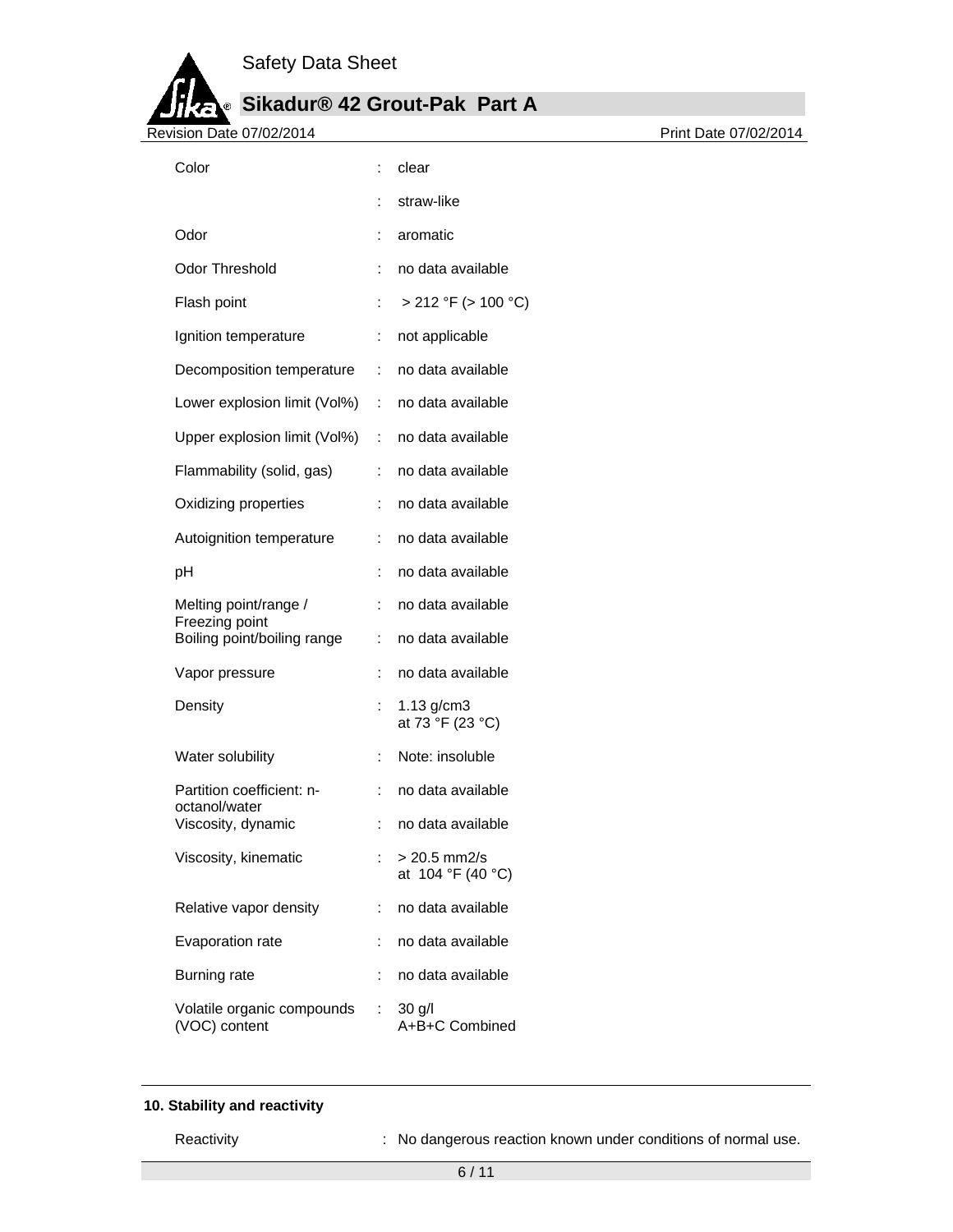| Property | | Value |
|---|---|---|
| Color | : | clear |
| | : | straw-like |
| Odor | : | aromatic |
| Odor Threshold | : | no data available |
| Flash point | : | > 212 °F (> 100 °C) |
| Ignition temperature | : | not applicable |
| Decomposition temperature | : | no data available |
| Lower explosion limit (Vol%) | : | no data available |
| Upper explosion limit (Vol%) | : | no data available |
| Flammability (solid, gas) | : | no data available |
| Oxidizing properties | : | no data available |
| Autoignition temperature | : | no data available |
| pH | : | no data available |
| Melting point/range / Freezing point | : | no data available |
| Boiling point/boiling range | : | no data available |
| Vapor pressure | : | no data available |
| Density | : | 1.13 g/cm3 at 73 °F (23 °C) |
| Water solubility | : | Note: insoluble |
| Partition coefficient: n-octanol/water | : | no data available |
| Viscosity, dynamic | : | no data available |
| Viscosity, kinematic | : | > 20.5 mm2/s at 104 °F (40 °C) |
| Relative vapor density | : | no data available |
| Evaporation rate | : | no data available |
| Burning rate | : | no data available |
| Volatile organic compounds (VOC) content | : | 30 g/l A+B+C Combined |

## 10. Stability and reactivity

Reactivity : No dangerous reaction known under conditions of normal use.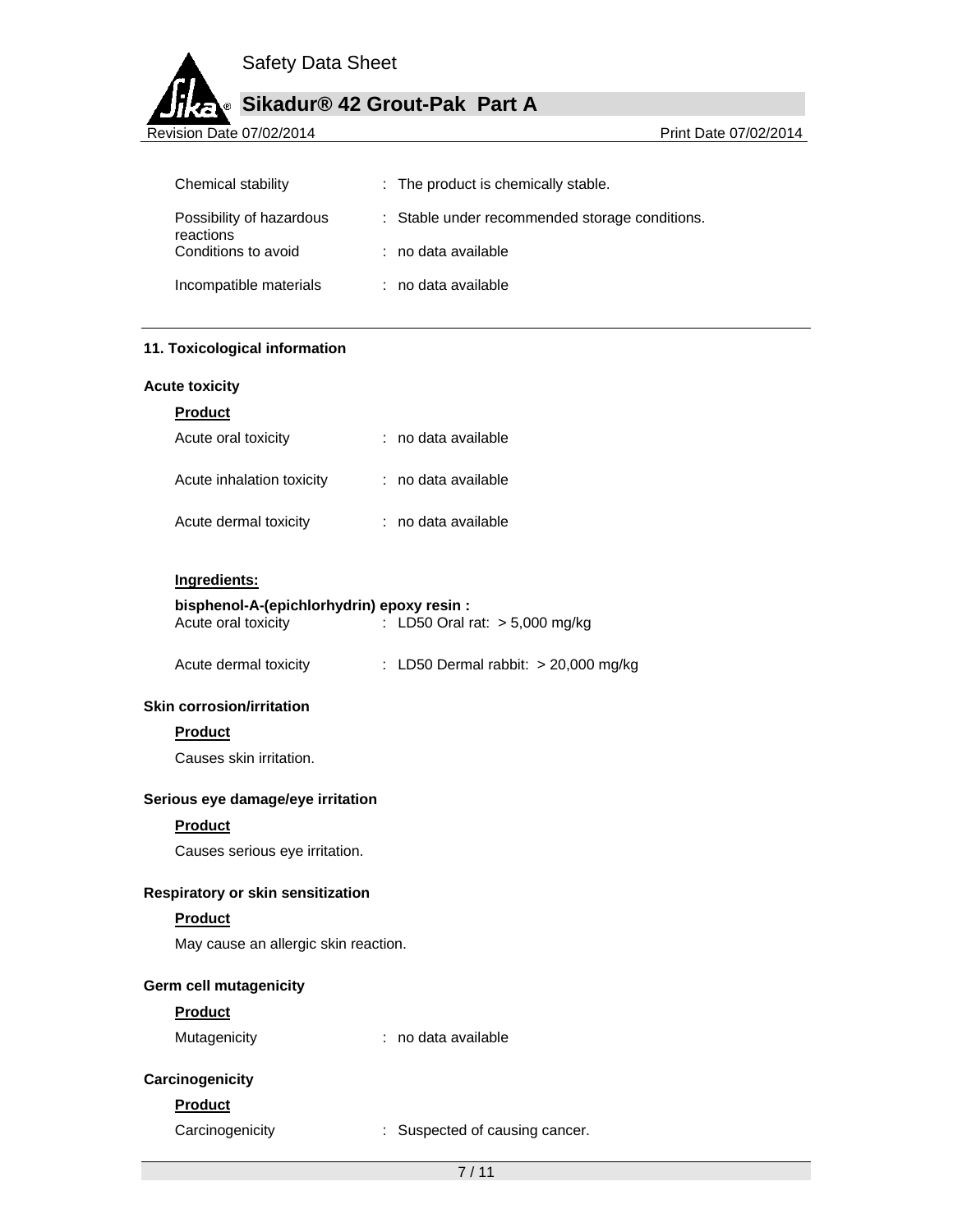| | | |
|---|---|---|
| Chemical stability | : | The product is chemically stable. |
| Possibility of hazardous reactions | : | Stable under recommended storage conditions. |
| Conditions to avoid | : | no data available |
| Incompatible materials | : | no data available |

## 11. Toxicological information

### Acute toxicity

**Product**

| | | |
|---|---|---|
| Acute oral toxicity | : | no data available |
| Acute inhalation toxicity | : | no data available |
| Acute dermal toxicity | : | no data available |

**Ingredients:**

**bisphenol-A-(epichlorhydrin) epoxy resin :**

| | | |
|---|---|---|
| Acute oral toxicity | : | LD50 Oral rat: > 5,000 mg/kg |
| Acute dermal toxicity | : | LD50 Dermal rabbit: > 20,000 mg/kg |

### Skin corrosion/irritation

**Product**

Causes skin irritation.

### Serious eye damage/eye irritation

**Product**

Causes serious eye irritation.

### Respiratory or skin sensitization

**Product**

May cause an allergic skin reaction.

### Germ cell mutagenicity

**Product**

| | | |
|---|---|---|
| Mutagenicity | : | no data available |

### Carcinogenicity

**Product**

| | | |
|---|---|---|
| Carcinogenicity | : | Suspected of causing cancer. |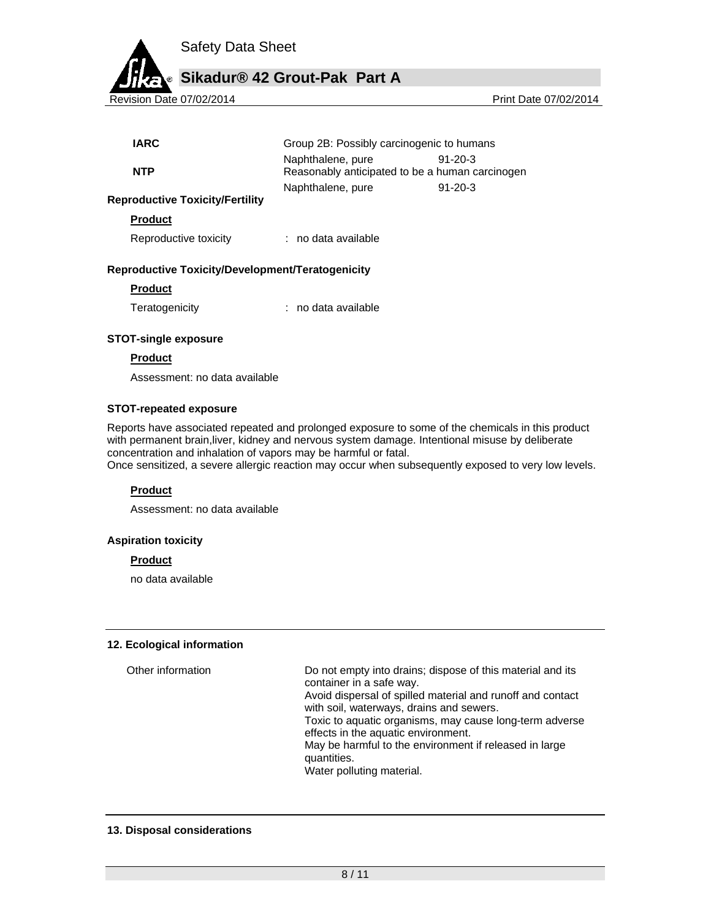| | | |
|---|---|---|
| **IARC** | Group 2B: Possibly carcinogenic to humans | |
| | Naphthalene, pure | 91-20-3 |
| **NTP** | Reasonably anticipated to be a human carcinogen | |
| | Naphthalene, pure | 91-20-3 |

**Reproductive Toxicity/Fertility**

**Product**

Reproductive toxicity : no data available

**Reproductive Toxicity/Development/Teratogenicity**

**Product**

Teratogenicity : no data available

**STOT-single exposure**

**Product**

Assessment: no data available

**STOT-repeated exposure**

Reports have associated repeated and prolonged exposure to some of the chemicals in this product with permanent brain,liver, kidney and nervous system damage. Intentional misuse by deliberate concentration and inhalation of vapors may be harmful or fatal.
Once sensitized, a severe allergic reaction may occur when subsequently exposed to very low levels.

**Product**

Assessment: no data available

**Aspiration toxicity**

**Product**

no data available

## 12. Ecological information

Other information

Do not empty into drains; dispose of this material and its container in a safe way.
Avoid dispersal of spilled material and runoff and contact with soil, waterways, drains and sewers.
Toxic to aquatic organisms, may cause long-term adverse effects in the aquatic environment.
May be harmful to the environment if released in large quantities.
Water polluting material.

## 13. Disposal considerations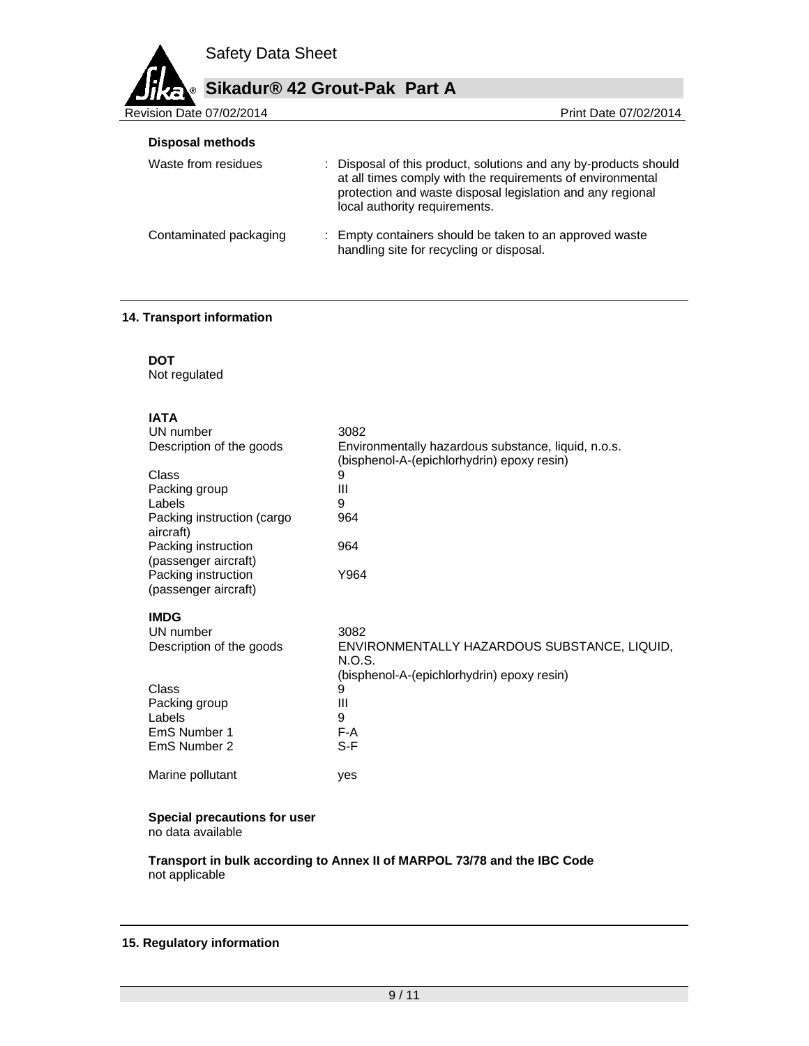**Disposal methods**

| | |
|---|---|
| Waste from residues | : Disposal of this product, solutions and any by-products should at all times comply with the requirements of environmental protection and waste disposal legislation and any regional local authority requirements. |
| Contaminated packaging | : Empty containers should be taken to an approved waste handling site for recycling or disposal. |

## 14. Transport information

**DOT**
Not regulated

**IATA**

| | |
|---|---|
| UN number | 3082 |
| Description of the goods | Environmentally hazardous substance, liquid, n.o.s. (bisphenol-A-(epichlorhydrin) epoxy resin) |
| Class | 9 |
| Packing group | III |
| Labels | 9 |
| Packing instruction (cargo aircraft) | 964 |
| Packing instruction (passenger aircraft) | 964 |
| Packing instruction (passenger aircraft) | Y964 |

**IMDG**

| | |
|---|---|
| UN number | 3082 |
| Description of the goods | ENVIRONMENTALLY HAZARDOUS SUBSTANCE, LIQUID, N.O.S. (bisphenol-A-(epichlorhydrin) epoxy resin) |
| Class | 9 |
| Packing group | III |
| Labels | 9 |
| EmS Number 1 | F-A |
| EmS Number 2 | S-F |
| Marine pollutant | yes |

**Special precautions for user**
no data available

**Transport in bulk according to Annex II of MARPOL 73/78 and the IBC Code**
not applicable

## 15. Regulatory information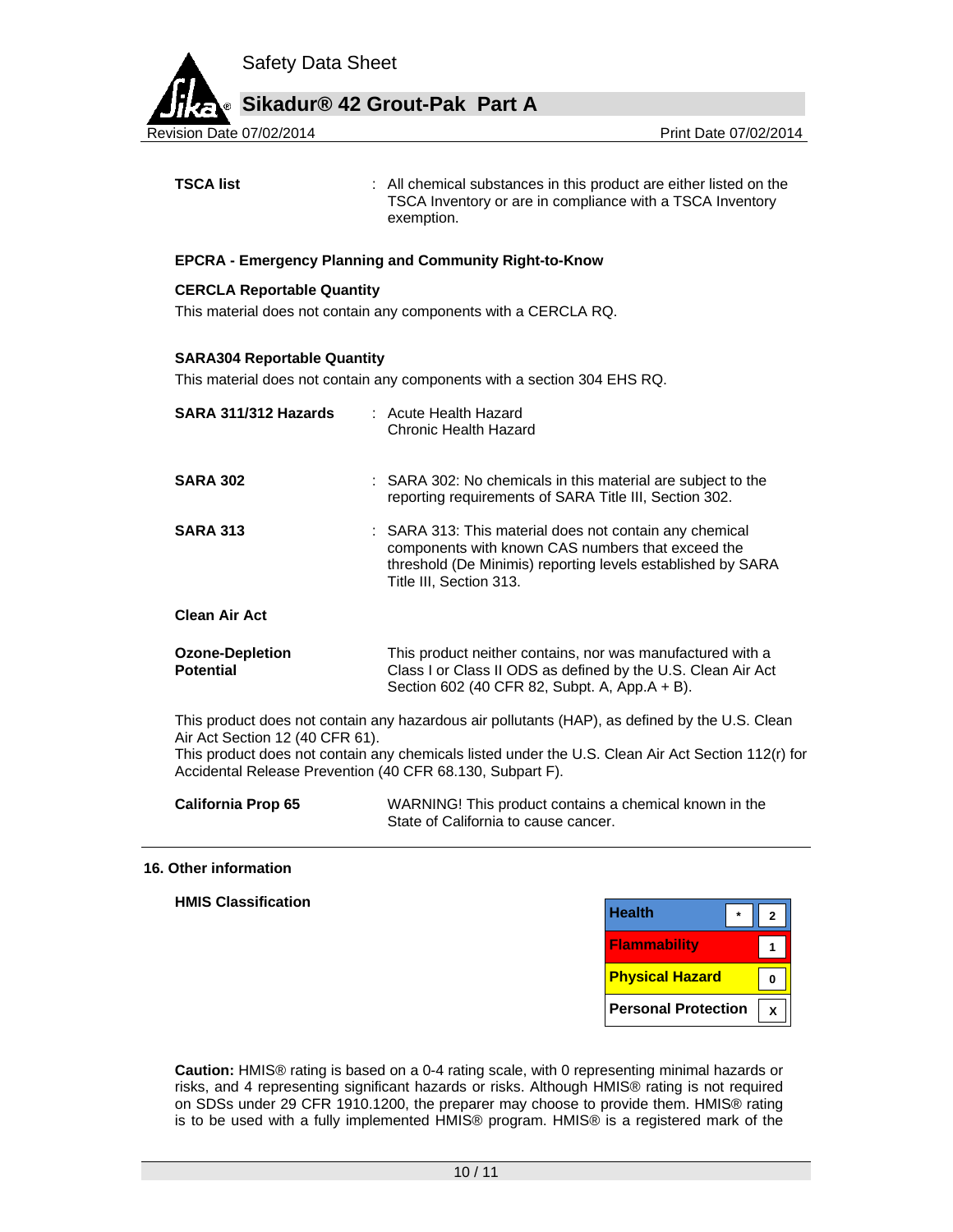**TSCA list** : All chemical substances in this product are either listed on the TSCA Inventory or are in compliance with a TSCA Inventory exemption.

**EPCRA - Emergency Planning and Community Right-to-Know**

**CERCLA Reportable Quantity**

This material does not contain any components with a CERCLA RQ.

**SARA304 Reportable Quantity**

This material does not contain any components with a section 304 EHS RQ.

**SARA 311/312 Hazards** : Acute Health Hazard
Chronic Health Hazard

**SARA 302** : SARA 302: No chemicals in this material are subject to the reporting requirements of SARA Title III, Section 302.

**SARA 313** : SARA 313: This material does not contain any chemical components with known CAS numbers that exceed the threshold (De Minimis) reporting levels established by SARA Title III, Section 313.

**Clean Air Act**

**Ozone-Depletion Potential** This product neither contains, nor was manufactured with a Class I or Class II ODS as defined by the U.S. Clean Air Act Section 602 (40 CFR 82, Subpt. A, App.A + B).

This product does not contain any hazardous air pollutants (HAP), as defined by the U.S. Clean Air Act Section 12 (40 CFR 61).
This product does not contain any chemicals listed under the U.S. Clean Air Act Section 112(r) for Accidental Release Prevention (40 CFR 68.130, Subpart F).

**California Prop 65** WARNING! This product contains a chemical known in the State of California to cause cancer.

## 16. Other information

**HMIS Classification**

| | | |
|---|---|---|
| Health | * | 2 |
| Flammability | | 1 |
| Physical Hazard | | 0 |
| Personal Protection | | X |

**Caution:** HMIS® rating is based on a 0-4 rating scale, with 0 representing minimal hazards or risks, and 4 representing significant hazards or risks. Although HMIS® rating is not required on SDSs under 29 CFR 1910.1200, the preparer may choose to provide them. HMIS® rating is to be used with a fully implemented HMIS® program. HMIS® is a registered mark of the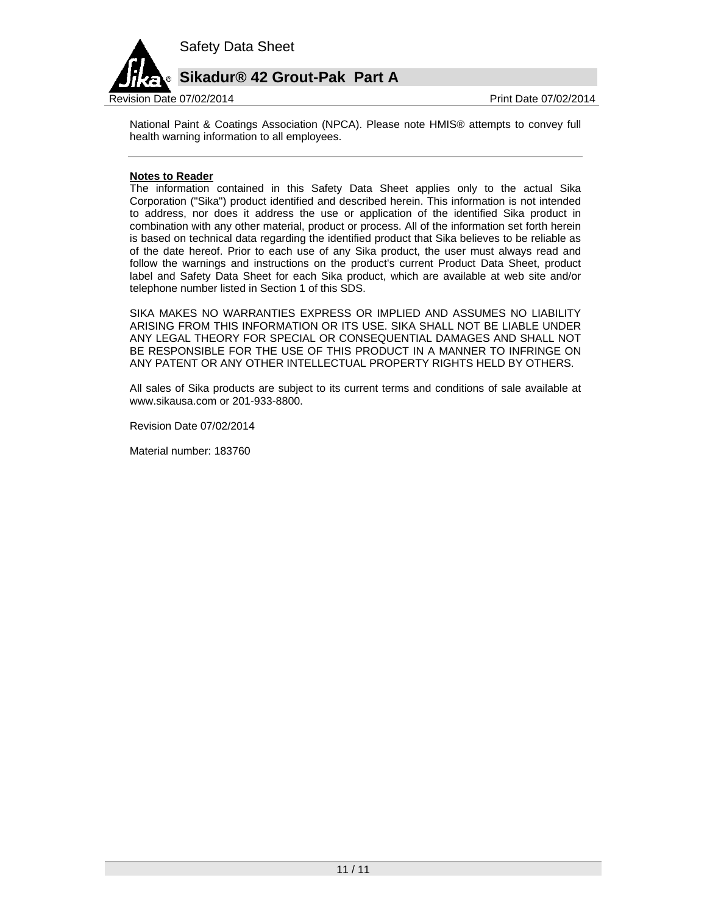National Paint & Coatings Association (NPCA). Please note HMIS® attempts to convey full health warning information to all employees.

---

**Notes to Reader**

The information contained in this Safety Data Sheet applies only to the actual Sika Corporation ("Sika") product identified and described herein. This information is not intended to address, nor does it address the use or application of the identified Sika product in combination with any other material, product or process. All of the information set forth herein is based on technical data regarding the identified product that Sika believes to be reliable as of the date hereof. Prior to each use of any Sika product, the user must always read and follow the warnings and instructions on the product's current Product Data Sheet, product label and Safety Data Sheet for each Sika product, which are available at web site and/or telephone number listed in Section 1 of this SDS.

SIKA MAKES NO WARRANTIES EXPRESS OR IMPLIED AND ASSUMES NO LIABILITY ARISING FROM THIS INFORMATION OR ITS USE. SIKA SHALL NOT BE LIABLE UNDER ANY LEGAL THEORY FOR SPECIAL OR CONSEQUENTIAL DAMAGES AND SHALL NOT BE RESPONSIBLE FOR THE USE OF THIS PRODUCT IN A MANNER TO INFRINGE ON ANY PATENT OR ANY OTHER INTELLECTUAL PROPERTY RIGHTS HELD BY OTHERS.

All sales of Sika products are subject to its current terms and conditions of sale available at www.sikausa.com or 201-933-8800.

Revision Date 07/02/2014

Material number: 183760